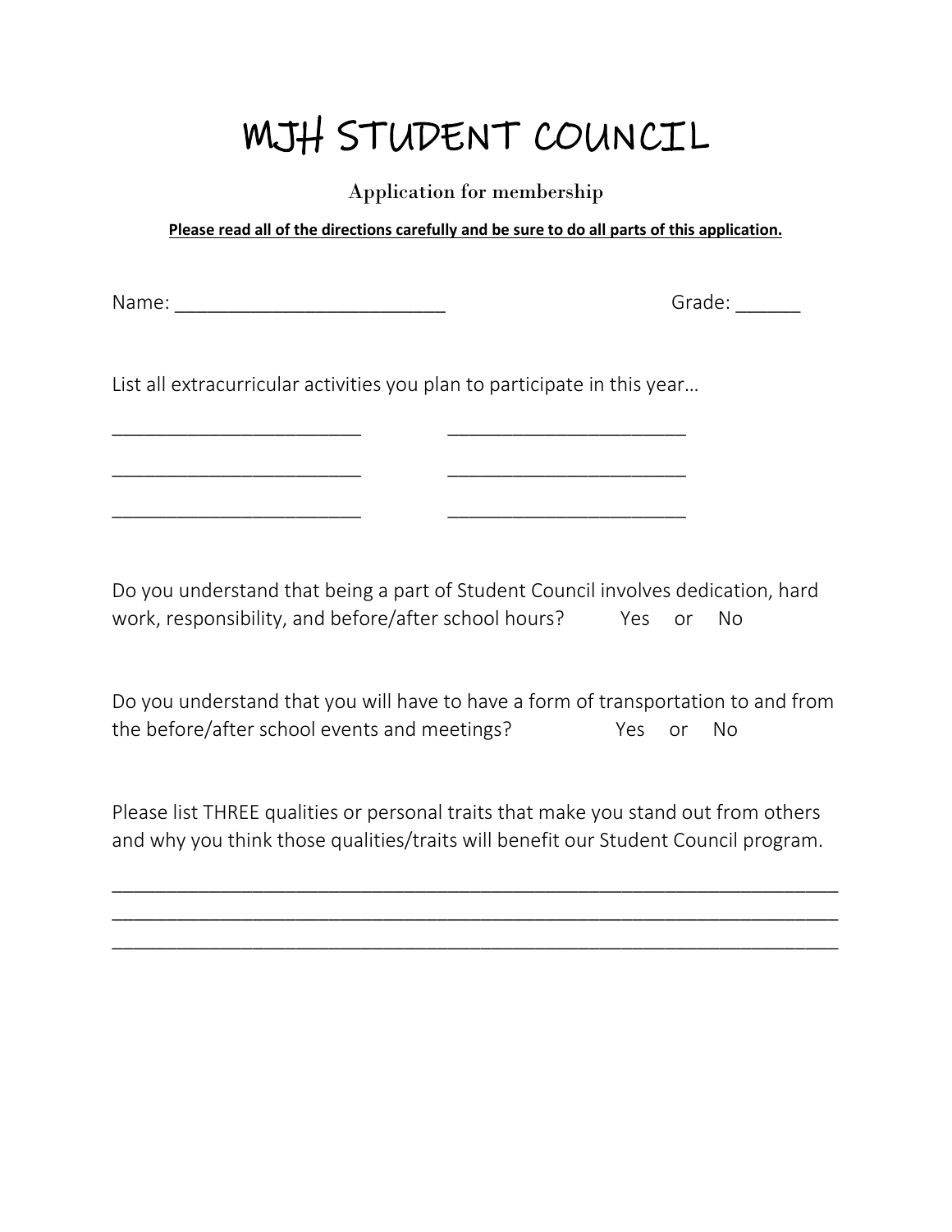# MJH STUDENT COUNCIL

Application for membership

**Please read all of the directions carefully and be sure to do all parts of this application.**

Name: ___________________________ Grade: ______

List all extracurricular activities you plan to participate in this year…

_________________________ _________________________

_________________________ _________________________

_________________________ _________________________

Do you understand that being a part of Student Council involves dedication, hard work, responsibility, and before/after school hours? Yes or No

Do you understand that you will have to have a form of transportation to and from the before/after school events and meetings? Yes or No

Please list THREE qualities or personal traits that make you stand out from others and why you think those qualities/traits will benefit our Student Council program.

_________________________________________________________________________

_________________________________________________________________________

_________________________________________________________________________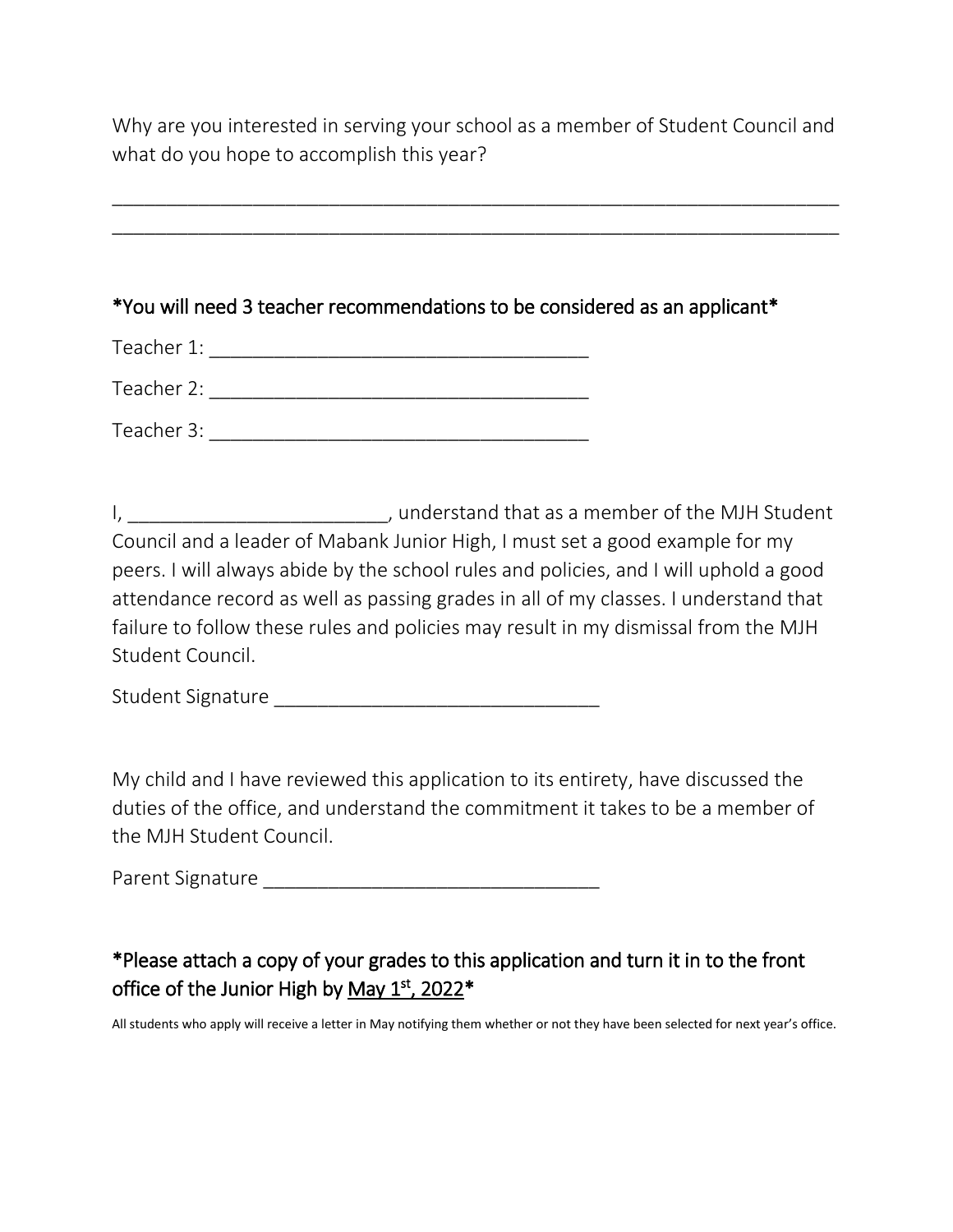Why are you interested in serving your school as a member of Student Council and what do you hope to accomplish this year?

_____________________________________________________________________

_____________________________________________________________________

**\*You will need 3 teacher recommendations to be considered as an applicant\***

Teacher 1: ___________________________________

Teacher 2: ___________________________________

Teacher 3: ___________________________________

I, ________________________, understand that as a member of the MJH Student Council and a leader of Mabank Junior High, I must set a good example for my peers. I will always abide by the school rules and policies, and I will uphold a good attendance record as well as passing grades in all of my classes. I understand that failure to follow these rules and policies may result in my dismissal from the MJH Student Council.

Student Signature ______________________________

My child and I have reviewed this application to its entirety, have discussed the duties of the office, and understand the commitment it takes to be a member of the MJH Student Council.

Parent Signature _______________________________

**\*Please attach a copy of your grades to this application and turn it in to the front office of the Junior High by May 1st, 2022\***

All students who apply will receive a letter in May notifying them whether or not they have been selected for next year's office.